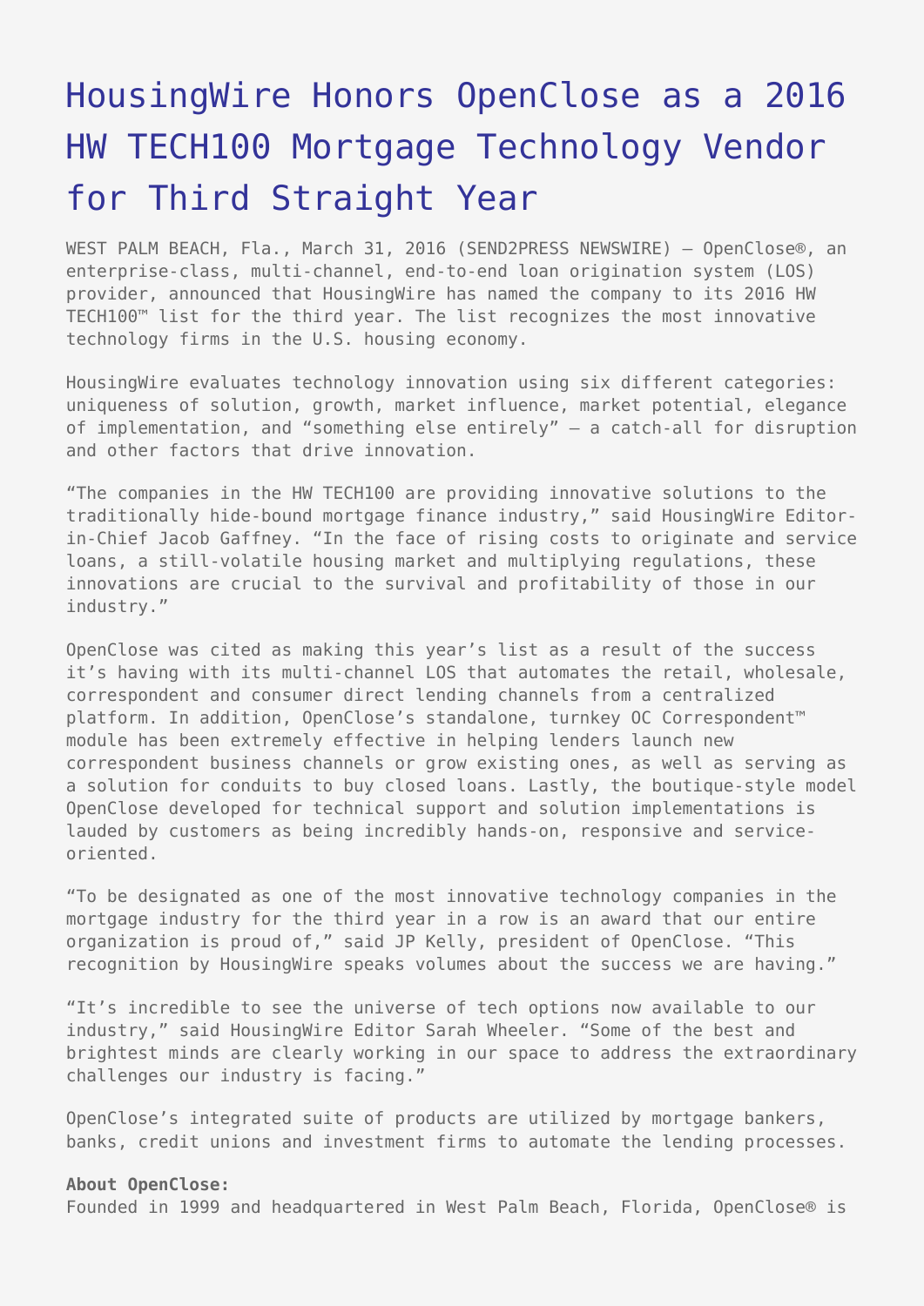# HousingWire Honors OpenClose as a 2016 HW TECH100 Mortgage Technology Vendor for Third Straight Year

WEST PALM BEACH, Fla., March 31, 2016 (SEND2PRESS NEWSWIRE) — OpenClose®, an enterprise-class, multi-channel, end-to-end loan origination system (LOS) provider, announced that HousingWire has named the company to its 2016 HW TECH100™ list for the third year. The list recognizes the most innovative technology firms in the U.S. housing economy.

HousingWire evaluates technology innovation using six different categories: uniqueness of solution, growth, market influence, market potential, elegance of implementation, and "something else entirely" – a catch-all for disruption and other factors that drive innovation.

"The companies in the HW TECH100 are providing innovative solutions to the traditionally hide-bound mortgage finance industry," said HousingWire Editor-in-Chief Jacob Gaffney. "In the face of rising costs to originate and service loans, a still-volatile housing market and multiplying regulations, these innovations are crucial to the survival and profitability of those in our industry."

OpenClose was cited as making this year's list as a result of the success it's having with its multi-channel LOS that automates the retail, wholesale, correspondent and consumer direct lending channels from a centralized platform. In addition, OpenClose's standalone, turnkey OC Correspondent™ module has been extremely effective in helping lenders launch new correspondent business channels or grow existing ones, as well as serving as a solution for conduits to buy closed loans. Lastly, the boutique-style model OpenClose developed for technical support and solution implementations is lauded by customers as being incredibly hands-on, responsive and service-oriented.

"To be designated as one of the most innovative technology companies in the mortgage industry for the third year in a row is an award that our entire organization is proud of," said JP Kelly, president of OpenClose. "This recognition by HousingWire speaks volumes about the success we are having."

"It's incredible to see the universe of tech options now available to our industry," said HousingWire Editor Sarah Wheeler. "Some of the best and brightest minds are clearly working in our space to address the extraordinary challenges our industry is facing."

OpenClose's integrated suite of products are utilized by mortgage bankers, banks, credit unions and investment firms to automate the lending processes.

**About OpenClose:**
Founded in 1999 and headquartered in West Palm Beach, Florida, OpenClose® is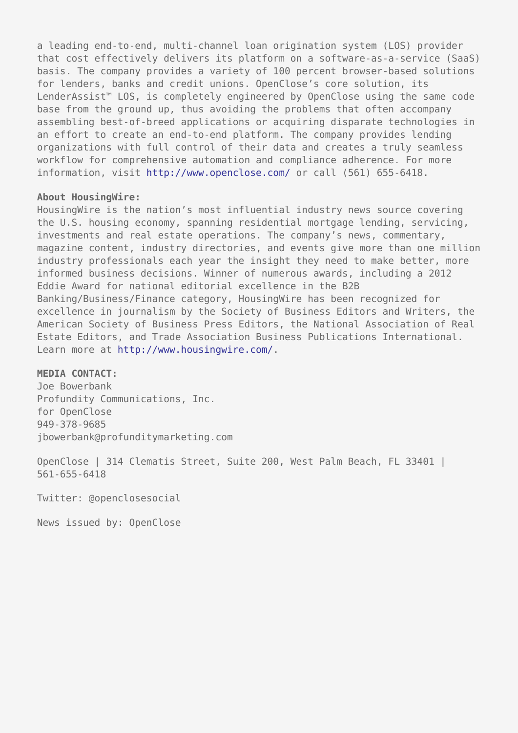a leading end-to-end, multi-channel loan origination system (LOS) provider that cost effectively delivers its platform on a software-as-a-service (SaaS) basis. The company provides a variety of 100 percent browser-based solutions for lenders, banks and credit unions. OpenClose's core solution, its LenderAssist™ LOS, is completely engineered by OpenClose using the same code base from the ground up, thus avoiding the problems that often accompany assembling best-of-breed applications or acquiring disparate technologies in an effort to create an end-to-end platform. The company provides lending organizations with full control of their data and creates a truly seamless workflow for comprehensive automation and compliance adherence. For more information, visit http://www.openclose.com/ or call (561) 655-6418.

**About HousingWire:**
HousingWire is the nation's most influential industry news source covering the U.S. housing economy, spanning residential mortgage lending, servicing, investments and real estate operations. The company's news, commentary, magazine content, industry directories, and events give more than one million industry professionals each year the insight they need to make better, more informed business decisions. Winner of numerous awards, including a 2012 Eddie Award for national editorial excellence in the B2B Banking/Business/Finance category, HousingWire has been recognized for excellence in journalism by the Society of Business Editors and Writers, the American Society of Business Press Editors, the National Association of Real Estate Editors, and Trade Association Business Publications International. Learn more at http://www.housingwire.com/.

**MEDIA CONTACT:**
Joe Bowerbank
Profundity Communications, Inc.
for OpenClose
949-378-9685
jbowerbank@profunditymarketing.com

OpenClose | 314 Clematis Street, Suite 200, West Palm Beach, FL 33401 | 561-655-6418

Twitter: @openclosesocial

News issued by: OpenClose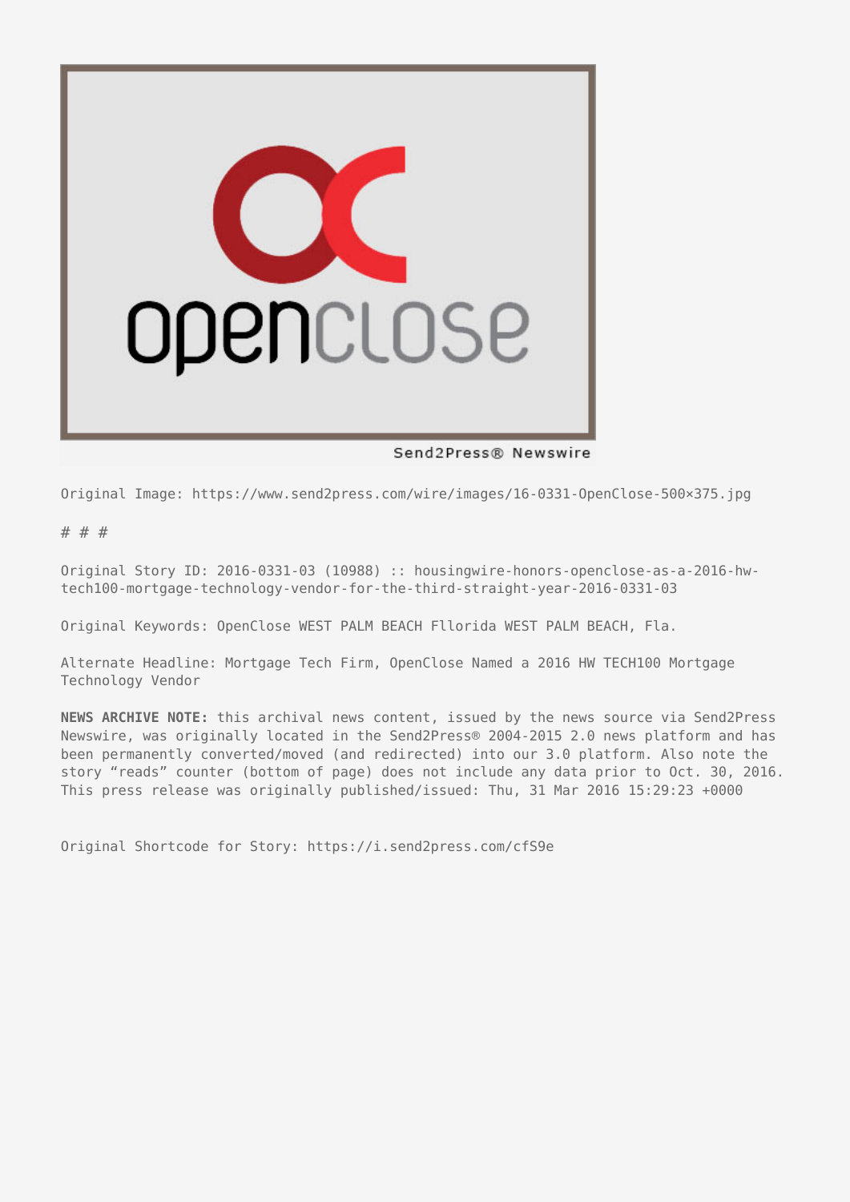Original Image: https://www.send2press.com/wire/images/16-0331-OpenClose-500×375.jpg

# # #

Original Story ID: 2016-0331-03 (10988) :: housingwire-honors-openclose-as-a-2016-hw-tech100-mortgage-technology-vendor-for-the-third-straight-year-2016-0331-03

Original Keywords: OpenClose WEST PALM BEACH Fllorida WEST PALM BEACH, Fla.

Alternate Headline: Mortgage Tech Firm, OpenClose Named a 2016 HW TECH100 Mortgage Technology Vendor

**NEWS ARCHIVE NOTE:** this archival news content, issued by the news source via Send2Press Newswire, was originally located in the Send2Press® 2004-2015 2.0 news platform and has been permanently converted/moved (and redirected) into our 3.0 platform. Also note the story "reads" counter (bottom of page) does not include any data prior to Oct. 30, 2016. This press release was originally published/issued: Thu, 31 Mar 2016 15:29:23 +0000

Original Shortcode for Story: https://i.send2press.com/cfS9e